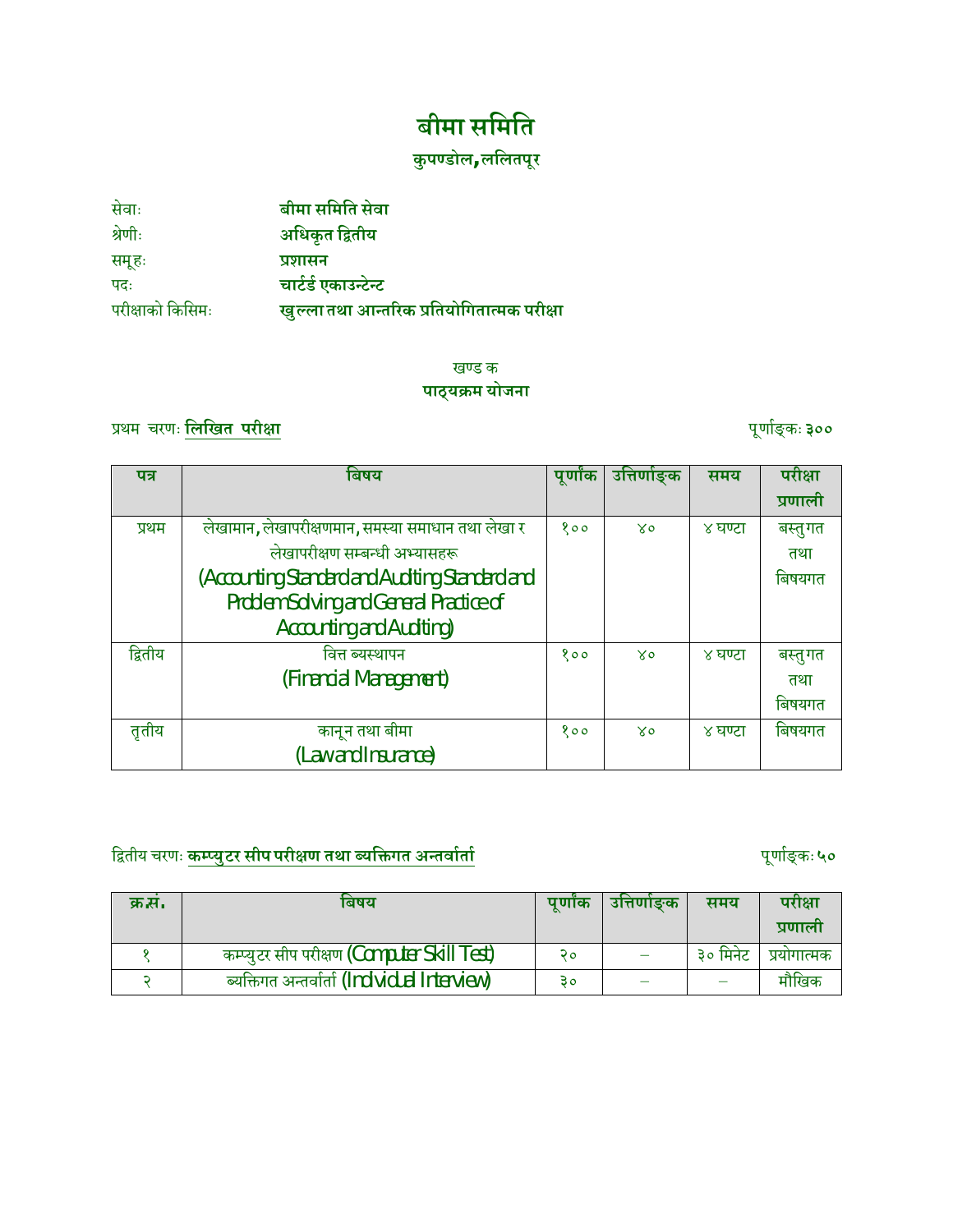# बीमा समिति

## कुपण्डोल, ललितपूर

सेवाः बीमा समिति सेवा
श्रेणीः अधिकृत द्वितीय
समूहः प्रशासन
पदः चार्टर्ड एकाउन्टेन्ट
परीक्षाको किसिमः खुल्ला तथा आन्तरिक प्रतियोगितात्मक परीक्षा

खण्ड क

**पाठ्यक्रम योजना**

प्रथम चरणः **लिखित परीक्षा** पूर्णाङ्कः **३००**

| पत्र | बिषय | पूर्णांक | उत्तिर्णाङ्क | समय | परीक्षा प्रणाली |
|---|---|---|---|---|---|
| प्रथम | लेखामान, लेखापरीक्षणमान, समस्या समाधान तथा लेखा र लेखापरीक्षण सम्बन्धी अभ्यासहरू (Accounting Standard and Auditing Standard and Problem Solving and General Practice of Accounting and Auditing) | १०० | ४० | ४ घण्टा | बस्तुगत तथा बिषयगत |
| द्वितीय | वित्त ब्यस्थापन (Financial Management) | १०० | ४० | ४ घण्टा | बस्तुगत तथा बिषयगत |
| तृतीय | कानून तथा बीमा (Law and Insurance) | १०० | ४० | ४ घण्टा | बिषयगत |

द्वितीय चरणः **कम्प्युटर सीप परीक्षण तथा ब्यक्तिगत अन्तर्वार्ता** पूर्णाङ्कः **५०**

| क्र.सं. | बिषय | पूर्णांक | उत्तिर्णाङ्क | समय | परीक्षा प्रणाली |
|---|---|---|---|---|---|
| १ | कम्प्युटर सीप परीक्षण (Computer Skill Test) | २० | – | ३० मिनेट | प्रयोगात्मक |
| २ | ब्यक्तिगत अन्तर्वार्ता (Individual Interview) | ३० | – | – | मौखिक |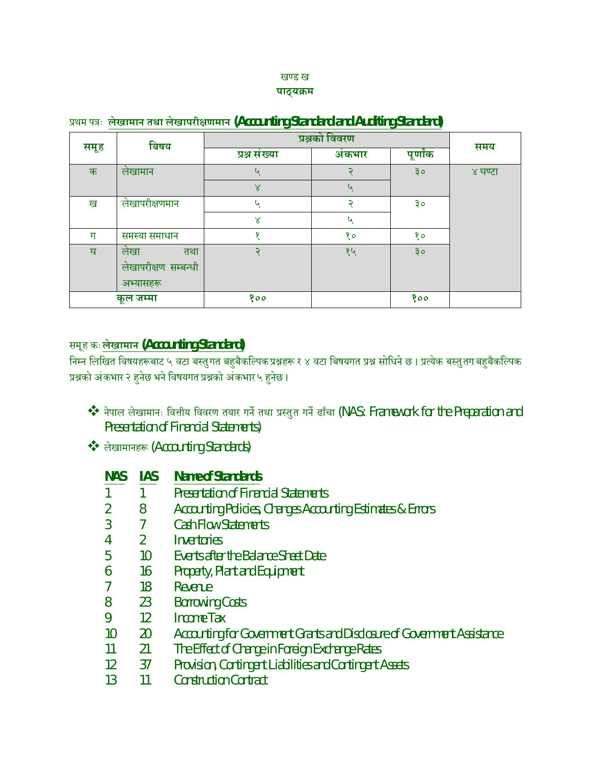खण्ड ख

**पाठ्यक्रम**

प्रथम पत्रः **लेखामान तथा लेखापरीक्षणमान (Accounting Standard and Auditing Standard)**

| समूह | बिषय | प्रश्नको विवरण | | | समय |
|---|---|---|---|---|---|
| | | प्रश्न संख्या | अंकभार | पूर्णांक | |
| क | लेखामान | ५ | २ | ३० | ४ घण्टा |
| | | ४ | ५ | | |
| ख | लेखापरीक्षणमान | ५ | २ | ३० | |
| | | ४ | ५ | | |
| ग | समस्या समाधान | १ | १० | १० | |
| घ | लेखा तथा लेखापरीक्षण सम्बन्धी अभ्यासहरू | २ | १५ | ३० | |
| कूल जम्मा | | १०० | | १०० | |

समूह कः **लेखामान (Accounting Standard)**

निम्न लिखित विषयहरूबाट ५ वटा बस्तुगत बहुबैकल्पिक प्रश्नहरू र ४ वटा बिषयगत प्रश्न सोधिने छ । प्रत्येक बस्तुगत बहुबैकल्पिक प्रश्नको अंकभार २ हुनेछ भने विषयगत प्रश्नको अंकभार ५ हुनेछ ।

- नेपाल लेखामानः वित्तीय विवरण तयार गर्ने तथा प्रस्तुत गर्ने ढाँचा (NAS: Framework for the Preparation and Presentation of Financial Statements)
- लेखामानहरू (Accounting Standards)

| NAS | IAS | Name of Standards |
|---|---|---|
| 1 | 1 | Presentation of Financial Statements |
| 2 | 8 | Accounting Policies, Changes Accounting Estimates & Errors |
| 3 | 7 | Cash Flow Statements |
| 4 | 2 | Inventories |
| 5 | 10 | Events after the Balance Sheet Date |
| 6 | 16 | Property, Plant and Equipment |
| 7 | 18 | Revenue |
| 8 | 23 | Borrowing Costs |
| 9 | 12 | Income Tax |
| 10 | 20 | Accounting for Government Grants and Disclosure of Government Assistance |
| 11 | 21 | The Effect of Change in Foreign Exchange Rates |
| 12 | 37 | Provision, Contingent Liabilities and Contingent Assets |
| 13 | 11 | Construction Contract |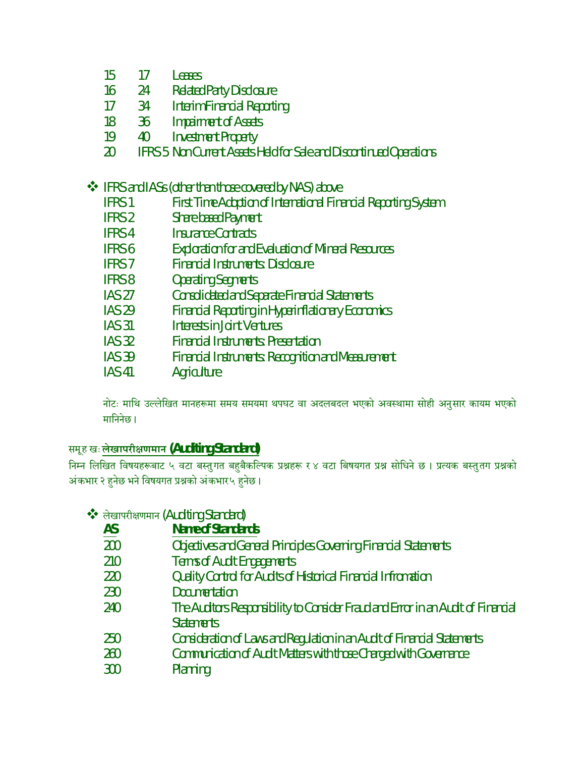| | | |
|---|---|---|
| 15 | 17 | Leases |
| 16 | 24 | Related Party Disclosure |
| 17 | 34 | Interim Financial Reporting |
| 18 | 36 | Impairment of Assets |
| 19 | 40 | Investment Property |
| 20 | IFRS 5 | Non Current Assets Held for Sale and Discontinued Operations |

❖ IFRS and IASs (other than those covered by NAS) above

| | |
|---|---|
| IFRS 1 | First Time Adoption of International Financial Reporting System |
| IFRS 2 | Share based Payment |
| IFRS 4 | Insurance Contracts |
| IFRS 6 | Exploration for and Evaluation of Mineral Resources |
| IFRS 7 | Financial Instruments: Disclosure |
| IFRS 8 | Operating Segments |
| IAS 27 | Consolidated and Separate Financial Statements |
| IAS 29 | Financial Reporting in Hyperinflationary Economics |
| IAS 31 | Interests in Joint Ventures |
| IAS 32 | Financial Instruments: Presentation |
| IAS 39 | Financial Instruments: Recognition and Measurement |
| IAS 41 | Agriculture |

नोटः माथि उल्लेखित मानहरूमा समय समयमा थपघट वा अदलबदल भएको अवस्थामा सोही अनुसार कायम भएको मानिनेछ ।

## समूह खः **लेखापरीक्षणमान (Auditing Standard)**

निम्न लिखित विषयहरूबाट ५ वटा बस्तुगत बहुबैकल्पिक प्रश्नहरू र ४ वटा बिषयगत प्रश्न सोधिने छ । प्रत्यक बस्तुतग प्रश्नको अंकभार २ हुनेछ भने विषयगत प्रश्नको अंकभार ५ हुनेछ ।

❖ लेखापरीक्षणमान (Auditing Standard)

| **AS** | **Name of Standards** |
|---|---|
| 200 | Objectives and General Principles Governing Financial Statements |
| 210 | Terms of Audit Engagements |
| 220 | Quality Control for Audits of Historical Financial Infromation |
| 230 | Documentation |
| 240 | The Auditors Responsibility to Consider Fraud and Error in an Audit of Financial Statements |
| 250 | Consideration of Laws and Regulation in an Audit of Financial Statements |
| 260 | Communication of Audit Matters with those Charged with Governance |
| 300 | Planning |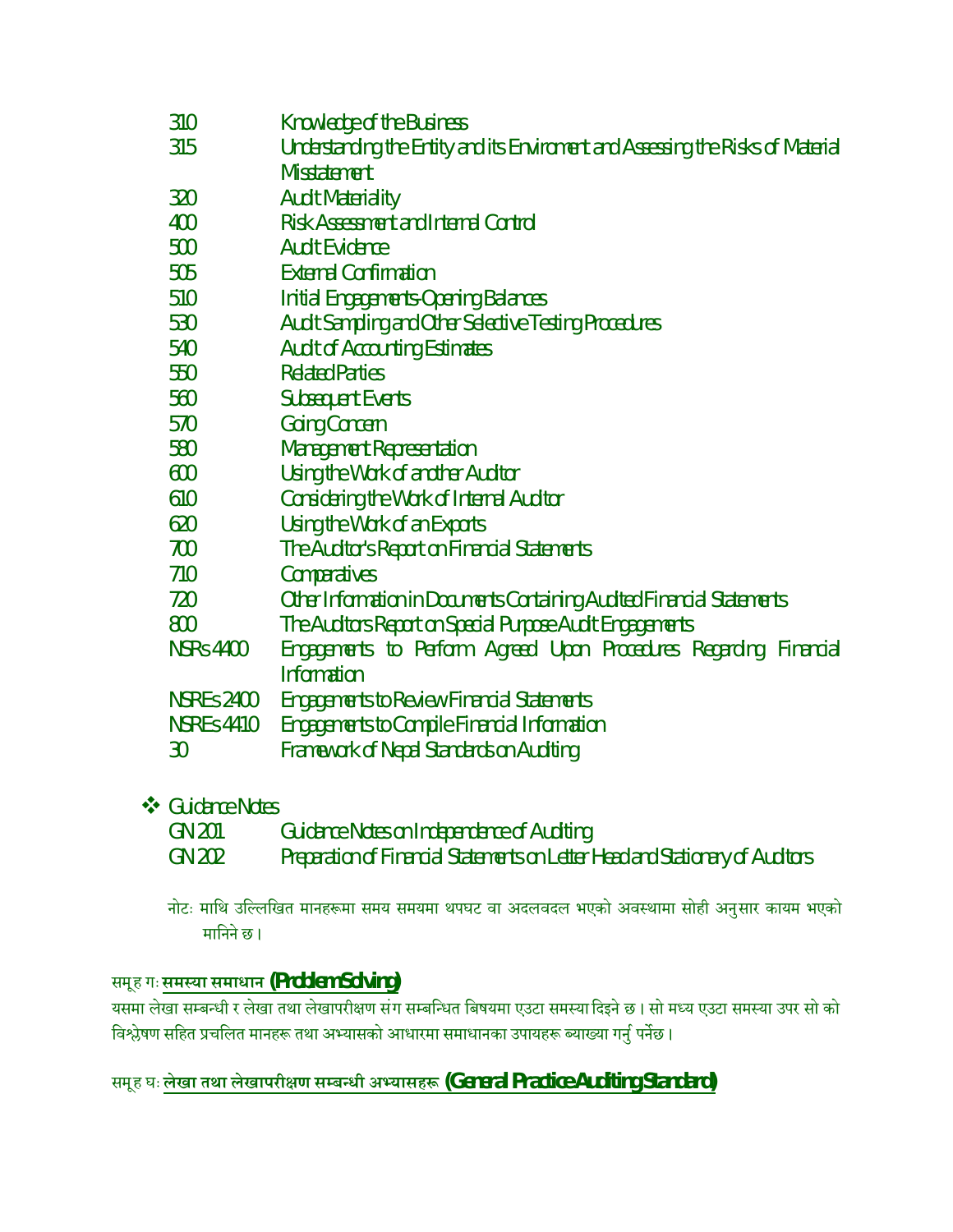| | |
|---|---|
| 310 | Knowledge of the Business |
| 315 | Understanding the Entity and its Environment and Assessing the Risks of Material Misstatement |
| 320 | Audit Materiality |
| 400 | Risk Assessment and Internal Control |
| 500 | Audit Evidence |
| 505 | External Confirmation |
| 510 | Initial Engagements-Opening Balances |
| 530 | Audit Sampling and Other Selective Testing Procedures |
| 540 | Audit of Accounting Estimates |
| 550 | Related Parties |
| 560 | Subsequent Events |
| 570 | Going Concern |
| 580 | Management Representation |
| 600 | Using the Work of another Auditor |
| 610 | Considering the Work of Internal Auditor |
| 620 | Using the Work of an Exports |
| 700 | The Auditor's Report on Financial Statements |
| 710 | Comparatives |
| 720 | Other Information in Documents Containing Audited Financial Statements |
| 800 | The Auditors Report on Special Purpose Audit Engagements |
| NSRs 4400 | Engagements to Perform Agreed Upon Procedures Regarding Financial Information |
| NSREs 2400 | Engagements to Review Financial Statements |
| NSREs 4410 | Engagements to Compile Financial Information |
| 30 | Framework of Nepal Standards on Auditing |

❖ Guidance Notes

| | |
|---|---|
| GN 201 | Guidance Notes on Independence of Auditing |
| GN 202 | Preparation of Financial Statements on Letter Head and Stationary of Auditors |

नोटः माथि उल्लिखित मानहरूमा समय समयमा थपघट वा अदलवदल भएको अवस्थामा सोही अनुसार कायम भएको मानिने छ ।

समूह गः **समस्या समाधान (Problem Solving)**

यसमा लेखा सम्बन्धी र लेखा तथा लेखापरीक्षण संग सम्बन्धित बिषयमा एउटा समस्या दिइने छ । सो मध्य एउटा समस्या उपर सो को विश्लेषण सहित प्रचलित मानहरू तथा अभ्यासको आधारमा समाधानका उपायहरू ब्याख्या गर्नु पर्नेछ ।

समूह घः **लेखा तथा लेखापरीक्षण सम्बन्धी अभ्यासहरू (General Practice Auditing Standard)**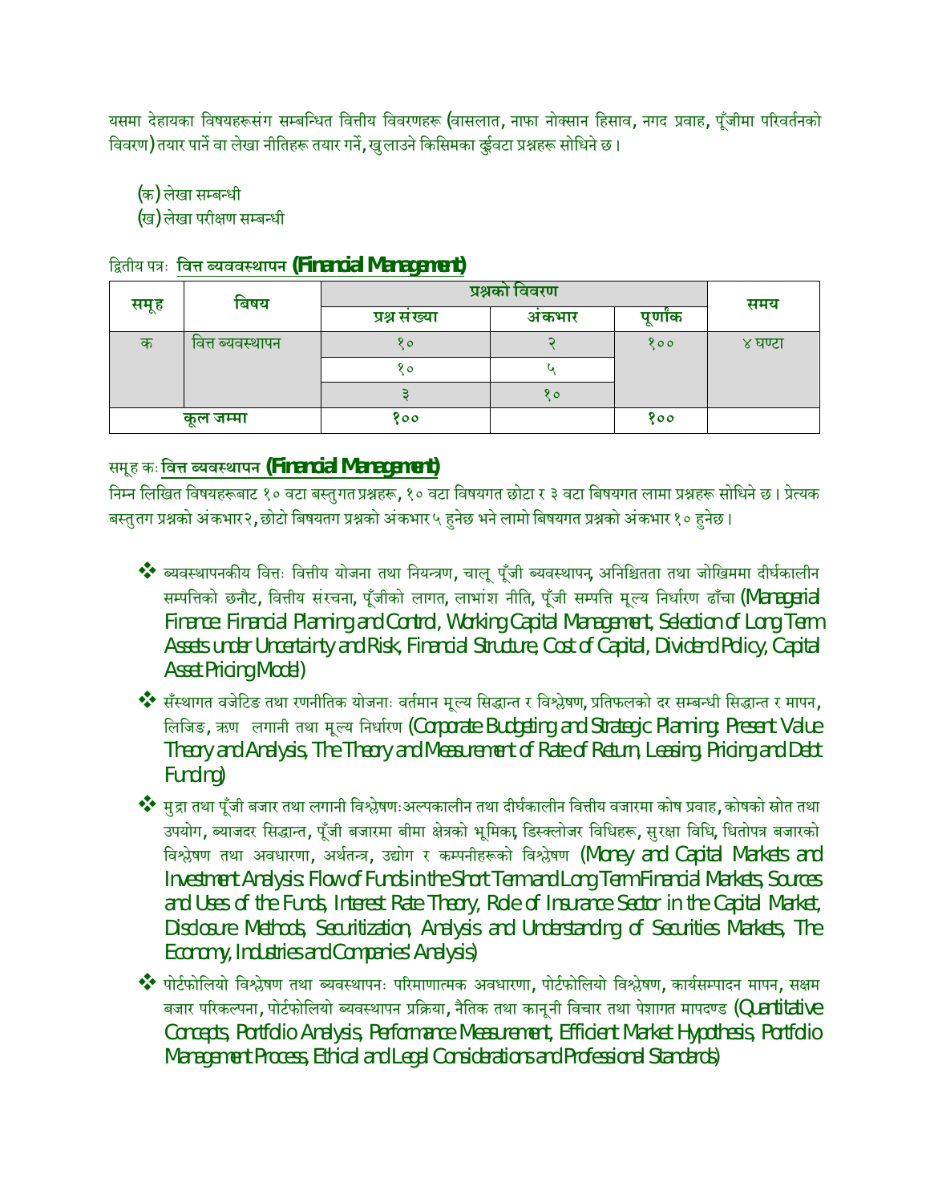यसमा देहायका विषयहरूसंग सम्बन्धित वित्तीय विवरणहरू (वासलात, नाफा नोक्सान हिसाव, नगद प्रवाह, पूँजीमा परिवर्तनको विवरण) तयार पार्ने वा लेखा नीतिहरू तयार गर्ने, खुलाउने किसिमका दुईवटा प्रश्नहरू सोधिने छ ।

(क) लेखा सम्बन्धी
(ख) लेखा परीक्षण सम्बन्धी

द्वितीय पत्रः **वित्त ब्यववस्थापन (Financial Management)**

| समूह | बिषय | प्रश्नको विवरण | | | समय |
|---|---|---|---|---|---|
| | | प्रश्न संख्या | अंकभार | पूर्णांक | |
| क | वित्त ब्यवस्थापन | १० | २ | १०० | ४ घण्टा |
| | | १० | ५ | | |
| | | ३ | १० | | |
| कूल जम्मा | | १०० | | १०० | |

समूह कः **वित्त ब्यवस्थापन (Financial Management)**

निम्न लिखित विषयहरूबाट १० वटा बस्तुगत प्रश्नहरू, १० वटा विषयगत छोटा र ३ वटा बिषयगत लामा प्रश्नहरू सोधिने छ । प्रेत्यक बस्तुतग प्रश्नको अंकभार २, छोटो बिषयतग प्रश्नको अंकभार ५ हुनेछ भने लामो बिषयगत प्रश्नको अंकभार १० हुनेछ ।

- ब्यवस्थापनकीय वित्तः वित्तीय योजना तथा नियन्त्रण, चालू पूँजी ब्यवस्थापन, अनिश्चितता तथा जोखिममा दीर्घकालीन सम्पत्तिको छनौट, वित्तीय संरचना, पूँजीको लागत, लाभांश नीति, पूँजी सम्पत्ति मूल्य निर्धारण ढाँचा (Managerial Finance: Financial Planning and Control, Working Capital Management, Selection of Long Term Assets under Uncertainty and Risk, Financial Structure, Cost of Capital, Dividend Policy, Capital Asset Pricing Model)
- सँस्थागत वजेटिङ तथा रणनीतिक योजनाः वर्तमान मूल्य सिद्धान्त र विश्लेषण, प्रतिफलको दर सम्बन्धी सिद्धान्त र मापन, लिजिङ, ऋण लगानी तथा मूल्य निर्धारण (Corporate Budgeting and Strategic Planning: Present Value Theory and Analysis, The Theory and Measurement of Rate of Return, Leasing, Pricing and Debt Funding)
- मुद्रा तथा पूँजी बजार तथा लगानी विश्लेषणःअल्पकालीन तथा दीर्घकालीन वित्तीय वजारमा कोष प्रवाह, कोषको स्रोत तथा उपयोग, ब्याजदर सिद्धान्त, पूँजी बजारमा बीमा क्षेत्रको भूमिका, डिस्क्लोजर विधिहरू, सुरक्षा विधि, धितोपत्र बजारको विश्लेषण तथा अवधारणा, अर्थतन्त्र, उद्योग र कम्पनीहरूको विश्लेषण (Money and Capital Markets and Investment Analysis: Flow of Funds in the Short Term and Long Term Financial Markets, Sources and Uses of the Funds, Interest Rate Theory, Role of Insurance Sector in the Capital Market, Disclosure Methods, Securitization, Analysis and Understanding of Securities Markets, The Economy, Industries and Companies' Analysis)
- पोर्टफोलियो विश्लेषण तथा ब्यवस्थापनः परिमाणात्मक अवधारणा, पोर्टफोलियो विश्लेषण, कार्यसम्पादन मापन, सक्षम बजार परिकल्पना, पोर्टफोलियो ब्यवस्थापन प्रक्रिया, नैतिक तथा कानूनी विचार तथा पेशागत मापदण्ड (Quantitative Concepts, Portfolio Analysis, Performance Measurement, Efficient Market Hypothesis, Portfolio Management Process, Ethical and Legal Considerations and Professional Standards)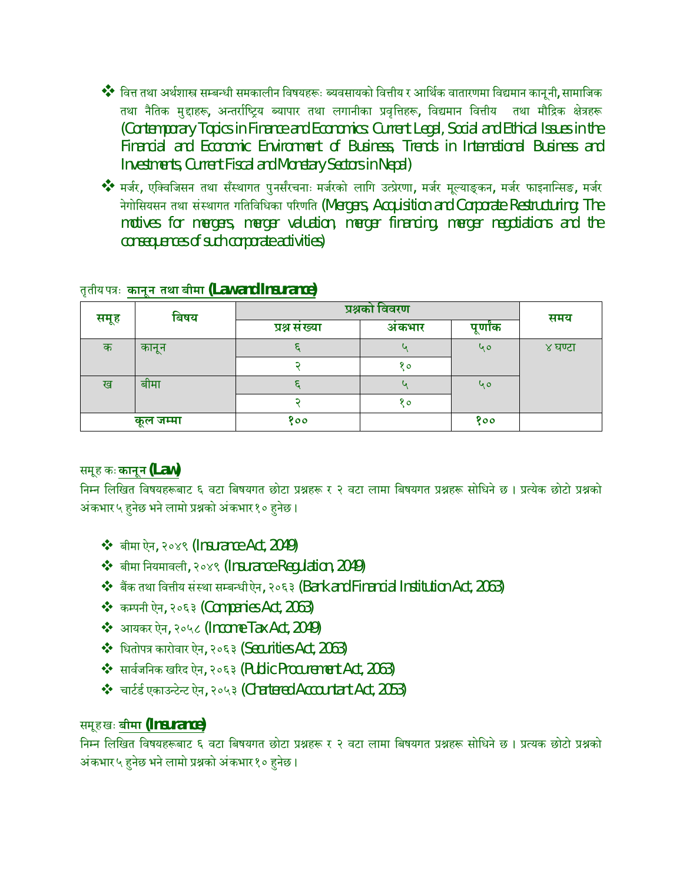- ❖ वित्त तथा अर्थशास्त्र सम्बन्धी समकालीन विषयहरूः व्यवसायको वित्तीय र आर्थिक वातारणमा विद्यमान कानूनी, सामाजिक तथा नैतिक मुद्दाहरू, अन्तर्राष्ट्रिय ब्यापार तथा लगानीका प्रवृत्तिहरू, विद्यमान वित्तीय तथा मौद्रिक क्षेत्रहरू (Contemporary Topics in Finance and Economics: Current Legal, Social and Ethical Issues in the Financial and Economic Environment of Business, Trends in International Business and Investments, Current Fiscal and Monetary Sectors in Nepal)
- ❖ मर्जर, एक्विजिसन तथा सँस्थागत पुनर्संरचनाः मर्जरको लागि उत्प्रेरणा, मर्जर मूल्याङ्कन, मर्जर फाइनान्सिङ, मर्जर नेगोसियसन तथा संस्थागत गतिविधिका परिणति (Mergers, Acquisition and Corporate Restructuring: The motives for mergers, merger valuation, merger financing, merger negotiations and the consequences of such corporate activities)

तृतीय पत्रः **कानून तथा बीमा (Law and Insurance)**

| समूह | बिषय | प्रश्नको विवरण | | | समय |
|---|---|---|---|---|---|
| | | प्रश्न संख्या | अंकभार | पूर्णांक | |
| क | कानून | ६ | ५ | ५० | ४ घण्टा |
| | | २ | १० | | |
| ख | बीमा | ६ | ५ | ५० | |
| | | २ | १० | | |
| कूल जम्मा | | १०० | | १०० | |

समूह कः **कानून (Law)**

निम्न लिखित विषयहरूबाट ६ वटा बिषयगत छोटा प्रश्नहरू र २ वटा लामा बिषयगत प्रश्नहरू सोधिने छ । प्रत्येक छोटो प्रश्नको अंकभार ५ हुनेछ भने लामो प्रश्नको अंकभार १० हुनेछ ।

- ❖ बीमा ऐन, २०४९ (Insurance Act, 2049)
- ❖ बीमा नियमावली, २०४९ (Insurance Regulation, 2049)
- ❖ बैंक तथा वित्तीय संस्था सम्बन्धी ऐन, २०६३ (Bank and Financial Institution Act, 2063)
- ❖ कम्पनी ऐन, २०६३ (Companies Act, 2063)
- ❖ आयकर ऐन, २०५८ (Income Tax Act, 2049)
- ❖ धितोपत्र कारोवार ऐन, २०६३ (Securities Act, 2063)
- ❖ सार्वजनिक खरिद ऐन, २०६३ (Public Procurement Act, 2063)
- ❖ चार्टर्ड एकाउन्टेन्ट ऐन, २०५३ (Chartered Accountant Act, 2053)

समूह खः **बीमा (Insurance)**

निम्न लिखित विषयहरूबाट ६ वटा बिषयगत छोटा प्रश्नहरू र २ वटा लामा बिषयगत प्रश्नहरू सोधिने छ । प्रत्यक छोटो प्रश्नको अंकभार ५ हुनेछ भने लामो प्रश्नको अंकभार १० हुनेछ ।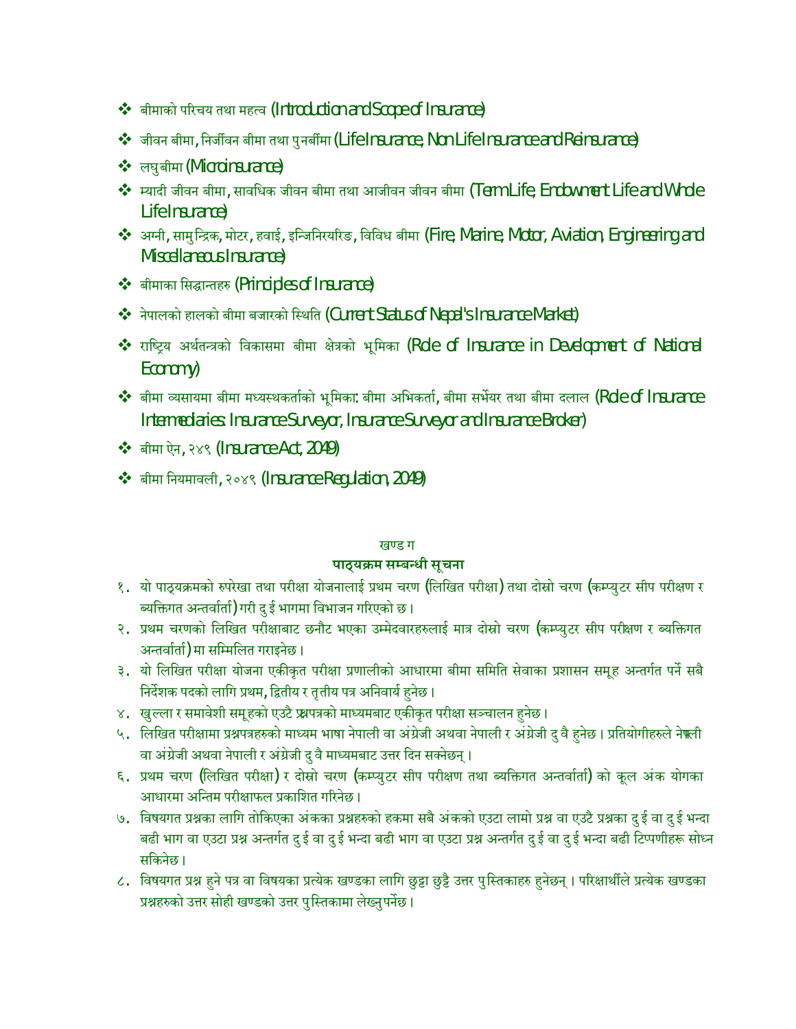- बीमाको परिचय तथा महत्व (Introduction and Scope of Insurance)
- जीवन बीमा, निर्जीवन बीमा तथा पुनर्बीमा (Life Insurance, Non Life Insurance and Reinsurance)
- लघुबीमा (Microinsurance)
- म्यादी जीवन बीमा, सावधिक जीवन बीमा तथा आजीवन जीवन बीमा (Term Life, Endowment Life and Whole Life Insurance)
- अग्नी, सामुन्द्रिक, मोटर, हवाई, इन्जिनिरयरिङ, विविध बीमा (Fire, Marine, Motor, Aviation, Engineering and Miscellaneous Insurance)
- बीमाका सिद्धान्तहरु (Principles of Insurance)
- नेपालको हालको बीमा बजारको स्थिति (Current Status of Nepal's Insurance Market)
- राष्ट्रिय अर्थतन्त्रको विकासमा बीमा क्षेत्रको भूमिका (Role of Insurance in Development of National Economy)
- बीमा व्यसायमा बीमा मध्यस्थकर्ताको भूमिका: बीमा अभिकर्ता, बीमा सर्भेयर तथा बीमा दलाल (Role of Insurance Intermediaries: Insurance Surveyor, Insurance Surveyor and Insurance Broker)
- बीमा ऐन, २४९ (Insurance Act, 2049)
- बीमा नियमावली, २०४९ (Insurance Regulation, 2049)

खण्ड ग

**पाठ्यक्रम सम्बन्धी सूचना**

१. यो पाठ्यक्रमको रुपरेखा तथा परीक्षा योजनालाई प्रथम चरण (लिखित परीक्षा) तथा दोस्रो चरण (कम्प्युटर सीप परीक्षण र ब्यक्तिगत अन्तर्वार्ता) गरी दुई भागमा विभाजन गरिएको छ ।

२. प्रथम चरणको लिखित परीक्षाबाट छनौट भएका उम्मेदवारहरुलाई मात्र दोस्रो चरण (कम्प्युटर सीप परीक्षण र ब्यक्तिगत अन्तर्वार्ता) मा सम्मिलित गराइनेछ ।

३. यो लिखित परीक्षा योजना एकीकृत परीक्षा प्रणालीको आधारमा बीमा समिति सेवाका प्रशासन समूह अन्तर्गत पर्ने सबै निर्देशक पदको लागि प्रथम, द्वितीय र तृतीय पत्र अनिवार्य हुनेछ ।

४. खुल्ला र समावेशी समूहको एउटै प्रश्नपत्रको माध्यमबाट एकीकृत परीक्षा सञ्चालन हुनेछ ।

५. लिखित परीक्षामा प्रश्नपत्रहरुको माध्यम भाषा नेपाली वा अंग्रेजी अथवा नेपाली र अंग्रेजी दुवै हुनेछ । प्रतियोगीहरुले नेपाली वा अंग्रेजी अथवा नेपाली र अंग्रेजी दुवै माध्यमबाट उत्तर दिन सक्नेछन् ।

६. प्रथम चरण (लिखित परीक्षा) र दोस्रो चरण (कम्प्युटर सीप परीक्षण तथा ब्यक्तिगत अन्तर्वार्ता) को कूल अंक योगका आधारमा अन्तिम परीक्षाफल प्रकाशित गरिनेछ ।

७. विषयगत प्रश्नका लागि तोकिएका अंकका प्रश्नहरुको हकमा सबै अंकको एउटा लामो प्रश्न वा एउटै प्रश्नका दुई वा दुई भन्दा बढी भाग वा एउटा प्रश्न अन्तर्गत दुई वा दुई भन्दा बढी भाग वा एउटा प्रश्न अन्तर्गत दुई वा दुई भन्दा बढी टिप्पणीहरू सोध्न सकिनेछ ।

८. विषयगत प्रश्न हुने पत्र वा विषयका प्रत्येक खण्डका लागि छुट्टा छुट्टै उत्तर पुस्तिकाहरु हुनेछन् । परिक्षार्थीले प्रत्येक खण्डका प्रश्नहरुको उत्तर सोही खण्डको उत्तर पुस्तिकामा लेख्नुपर्नेछ ।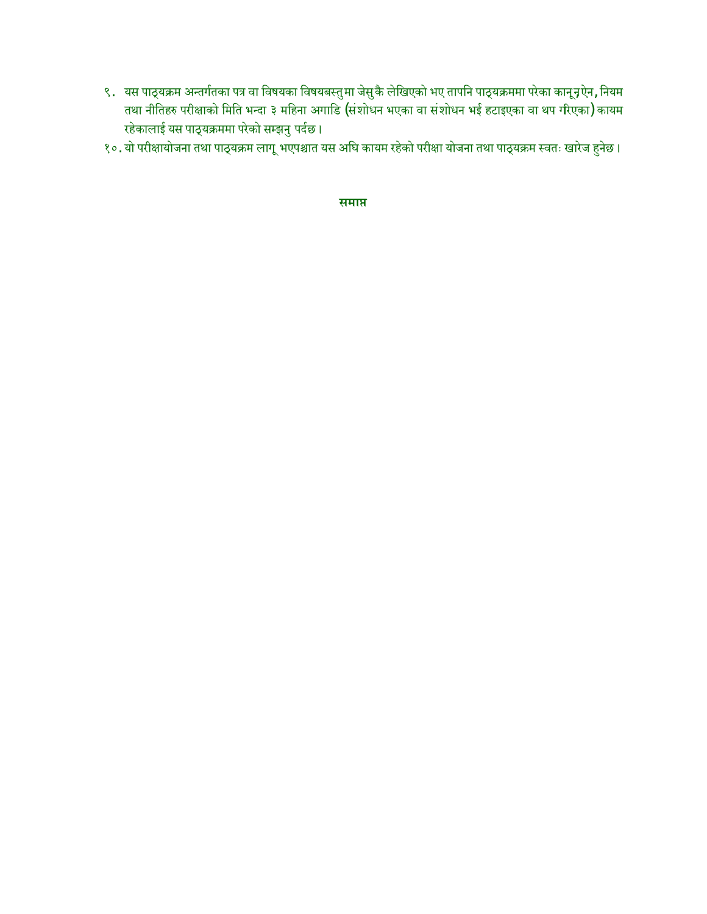९. यस पाठ्यक्रम अन्तर्गतका पत्र वा विषयका विषयबस्तुमा जेसुकै लेखिएको भए तापनि पाठ्यक्रममा परेका कानून, ऐन, नियम तथा नीतिहरु परीक्षाको मिति भन्दा ३ महिना अगाडि (संशोधन भएका वा संशोधन भई हटाइएका वा थप गरिएका) कायम रहेकालाई यस पाठ्यक्रममा परेको सम्झनु पर्दछ ।

१०. यो परीक्षायोजना तथा पाठ्यक्रम लागू भएपश्चात यस अघि कायम रहेको परीक्षा योजना तथा पाठ्यक्रम स्वतः खारेज हुनेछ ।

**समाप्त**